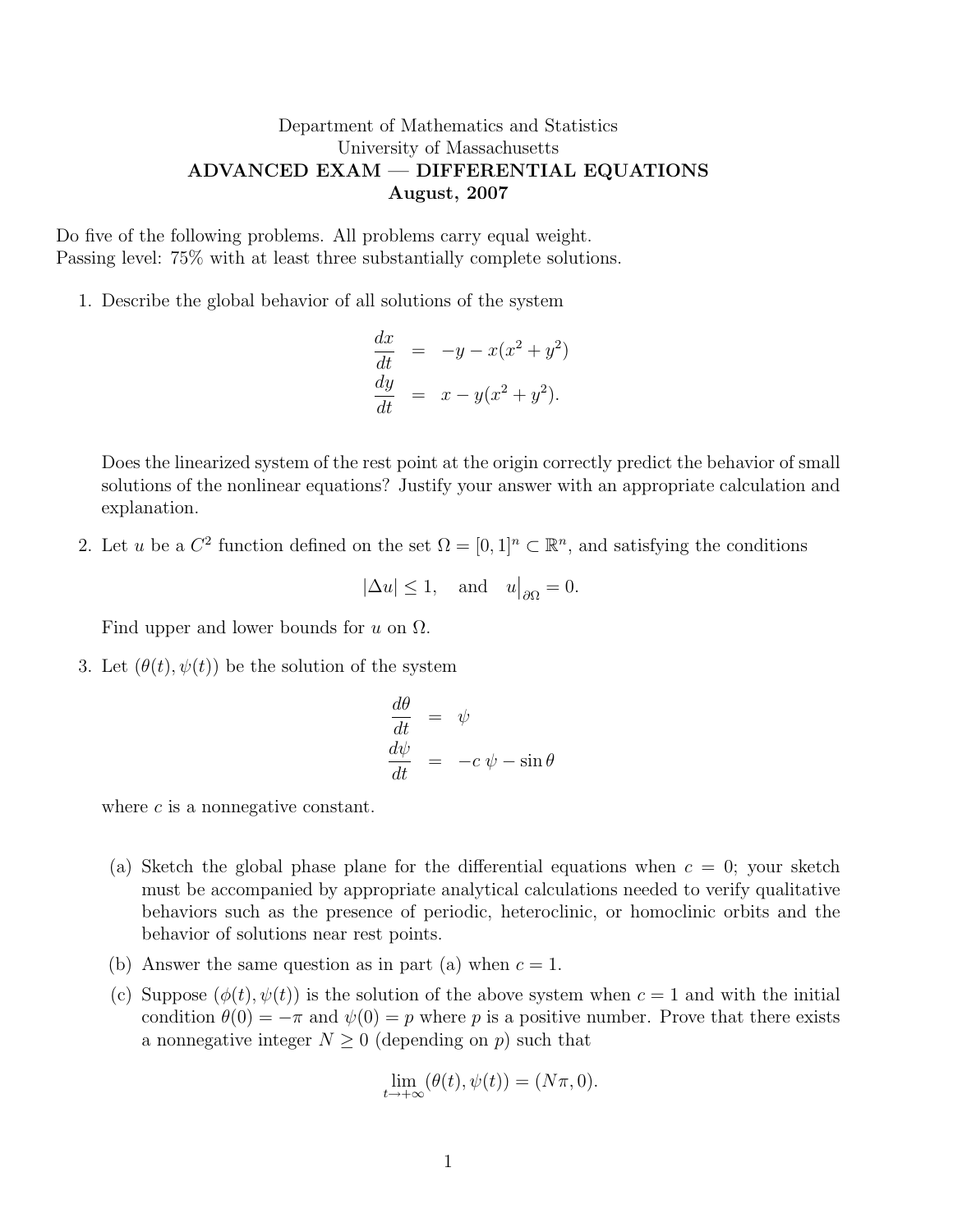Department of Mathematics and Statistics
University of Massachusetts
**ADVANCED EXAM — DIFFERENTIAL EQUATIONS**
**August, 2007**

Do five of the following problems. All problems carry equal weight.
Passing level: 75% with at least three substantially complete solutions.

1. Describe the global behavior of all solutions of the system

$$\begin{aligned}\frac{dx}{dt} &= -y - x(x^2 + y^2)\\ \frac{dy}{dt} &= x - y(x^2 + y^2).\end{aligned}$$

   Does the linearized system of the rest point at the origin correctly predict the behavior of small solutions of the nonlinear equations? Justify your answer with an appropriate calculation and explanation.

2. Let $u$ be a $C^2$ function defined on the set $\Omega = [0,1]^n \subset \mathbb{R}^n$, and satisfying the conditions

$$|\Delta u| \leq 1, \quad \text{and} \quad u\big|_{\partial\Omega} = 0.$$

   Find upper and lower bounds for $u$ on $\Omega$.

3. Let $(\theta(t), \psi(t))$ be the solution of the system

$$\begin{aligned}\frac{d\theta}{dt} &= \psi\\ \frac{d\psi}{dt} &= -c\,\psi - \sin\theta\end{aligned}$$

   where $c$ is a nonnegative constant.

   (a) Sketch the global phase plane for the differential equations when $c = 0$; your sketch must be accompanied by appropriate analytical calculations needed to verify qualitative behaviors such as the presence of periodic, heteroclinic, or homoclinic orbits and the behavior of solutions near rest points.

   (b) Answer the same question as in part (a) when $c = 1$.

   (c) Suppose $(\phi(t), \psi(t))$ is the solution of the above system when $c = 1$ and with the initial condition $\theta(0) = -\pi$ and $\psi(0) = p$ where $p$ is a positive number. Prove that there exists a nonnegative integer $N \geq 0$ (depending on $p$) such that

$$\lim_{t\to+\infty} (\theta(t), \psi(t)) = (N\pi, 0).$$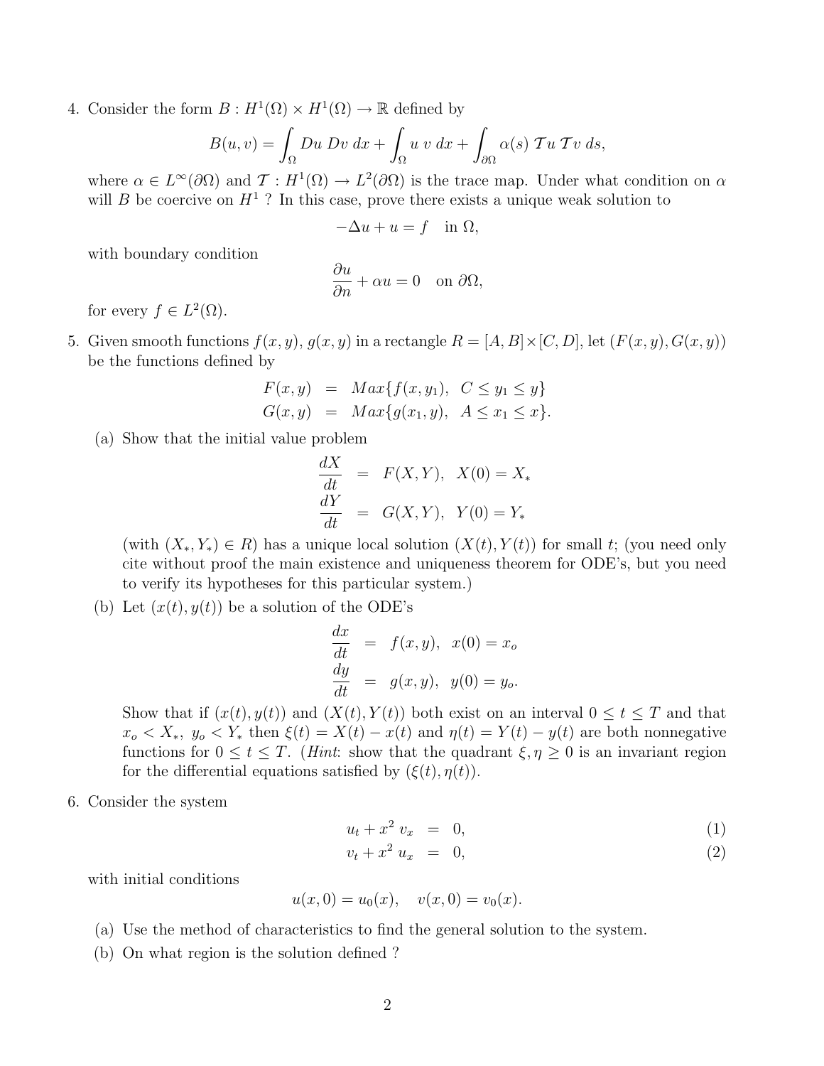4. Consider the form $B : H^1(\Omega) \times H^1(\Omega) \to \mathbb{R}$ defined by

$$B(u,v) = \int_\Omega Du\, Dv\, dx + \int_\Omega u\, v\, dx + \int_{\partial\Omega} \alpha(s)\; \mathcal{T}u\; \mathcal{T}v\; ds,$$

where $\alpha \in L^\infty(\partial\Omega)$ and $\mathcal{T} : H^1(\Omega) \to L^2(\partial\Omega)$ is the trace map. Under what condition on $\alpha$ will $B$ be coercive on $H^1$ ? In this case, prove there exists a unique weak solution to

$$-\Delta u + u = f \quad \text{in } \Omega,$$

with boundary condition

$$\frac{\partial u}{\partial n} + \alpha u = 0 \quad \text{on } \partial\Omega,$$

for every $f \in L^2(\Omega)$.

5. Given smooth functions $f(x,y)$, $g(x,y)$ in a rectangle $R = [A,B] \times [C,D]$, let $(F(x,y), G(x,y))$ be the functions defined by

$$\begin{aligned} F(x,y) &= Max\{f(x,y_1),\ \ C \le y_1 \le y\} \\ G(x,y) &= Max\{g(x_1,y),\ \ A \le x_1 \le x\}. \end{aligned}$$

(a) Show that the initial value problem

$$\begin{aligned} \frac{dX}{dt} &= F(X,Y), \ \ X(0) = X_* \\ \frac{dY}{dt} &= G(X,Y), \ \ Y(0) = Y_* \end{aligned}$$

(with $(X_*, Y_*) \in R$) has a unique local solution $(X(t), Y(t))$ for small $t$; (you need only cite without proof the main existence and uniqueness theorem for ODE's, but you need to verify its hypotheses for this particular system.)

(b) Let $(x(t), y(t))$ be a solution of the ODE's

$$\begin{aligned} \frac{dx}{dt} &= f(x,y), \ \ x(0) = x_o \\ \frac{dy}{dt} &= g(x,y), \ \ y(0) = y_o. \end{aligned}$$

Show that if $(x(t), y(t))$ and $(X(t), Y(t))$ both exist on an interval $0 \le t \le T$ and that $x_o < X_*$, $y_o < Y_*$ then $\xi(t) = X(t) - x(t)$ and $\eta(t) = Y(t) - y(t)$ are both nonnegative functions for $0 \le t \le T$. (*Hint*: show that the quadrant $\xi, \eta \ge 0$ is an invariant region for the differential equations satisfied by $(\xi(t), \eta(t))$.

6. Consider the system

$$\begin{aligned} u_t + x^2\, v_x &= 0, \qquad (1) \\ v_t + x^2\, u_x &= 0, \qquad (2) \end{aligned}$$

with initial conditions

$$u(x,0) = u_0(x), \quad v(x,0) = v_0(x).$$

(a) Use the method of characteristics to find the general solution to the system.

(b) On what region is the solution defined ?